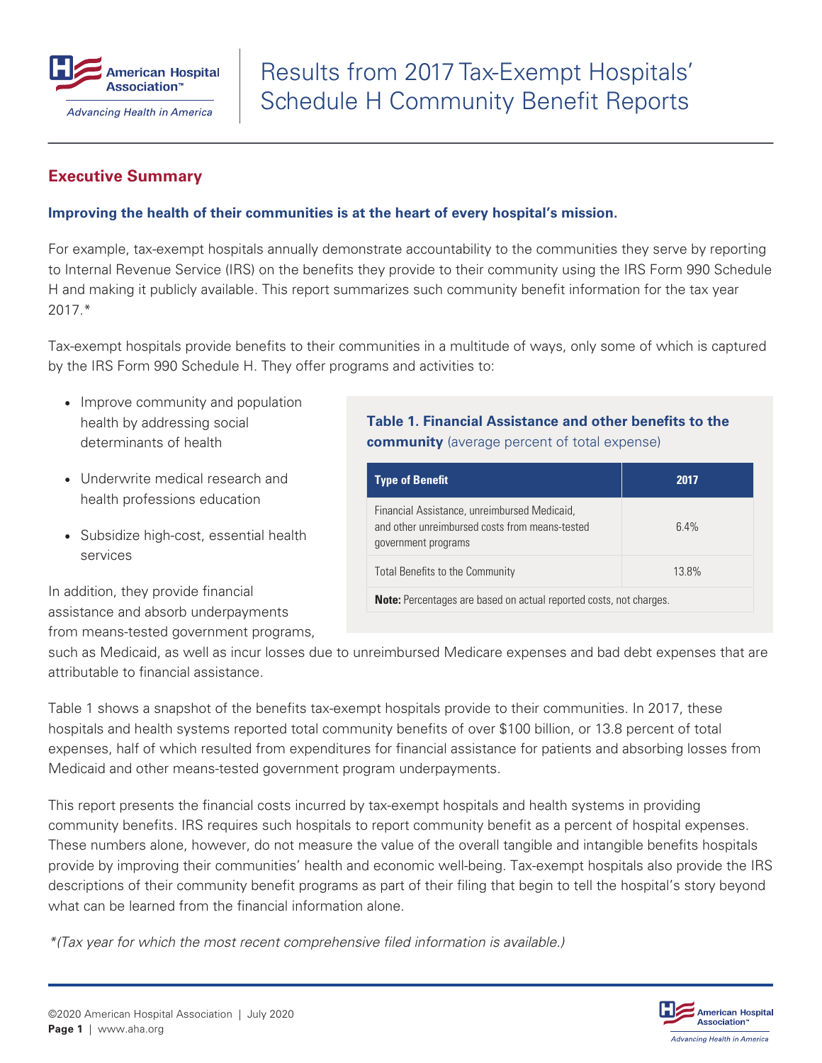# Results from 2017 Tax-Exempt Hospitals' Schedule H Community Benefit Reports

## Executive Summary

**Improving the health of their communities is at the heart of every hospital's mission.**

For example, tax-exempt hospitals annually demonstrate accountability to the communities they serve by reporting to Internal Revenue Service (IRS) on the benefits they provide to their community using the IRS Form 990 Schedule H and making it publicly available. This report summarizes such community benefit information for the tax year 2017.*

Tax-exempt hospitals provide benefits to their communities in a multitude of ways, only some of which is captured by the IRS Form 990 Schedule H. They offer programs and activities to:

- Improve community and population health by addressing social determinants of health
- Underwrite medical research and health professions education
- Subsidize high-cost, essential health services

In addition, they provide financial assistance and absorb underpayments from means-tested government programs, such as Medicaid, as well as incur losses due to unreimbursed Medicare expenses and bad debt expenses that are attributable to financial assistance.

**Table 1. Financial Assistance and other benefits to the community** (average percent of total expense)

| Type of Benefit | 2017 |
|---|---|
| Financial Assistance, unreimbursed Medicaid, and other unreimbursed costs from means-tested government programs | 6.4% |
| Total Benefits to the Community | 13.8% |

**Note:** Percentages are based on actual reported costs, not charges.

Table 1 shows a snapshot of the benefits tax-exempt hospitals provide to their communities. In 2017, these hospitals and health systems reported total community benefits of over $100 billion, or 13.8 percent of total expenses, half of which resulted from expenditures for financial assistance for patients and absorbing losses from Medicaid and other means-tested government program underpayments.

This report presents the financial costs incurred by tax-exempt hospitals and health systems in providing community benefits. IRS requires such hospitals to report community benefit as a percent of hospital expenses. These numbers alone, however, do not measure the value of the overall tangible and intangible benefits hospitals provide by improving their communities' health and economic well-being. Tax-exempt hospitals also provide the IRS descriptions of their community benefit programs as part of their filing that begin to tell the hospital's story beyond what can be learned from the financial information alone.

*\*(Tax year for which the most recent comprehensive filed information is available.)*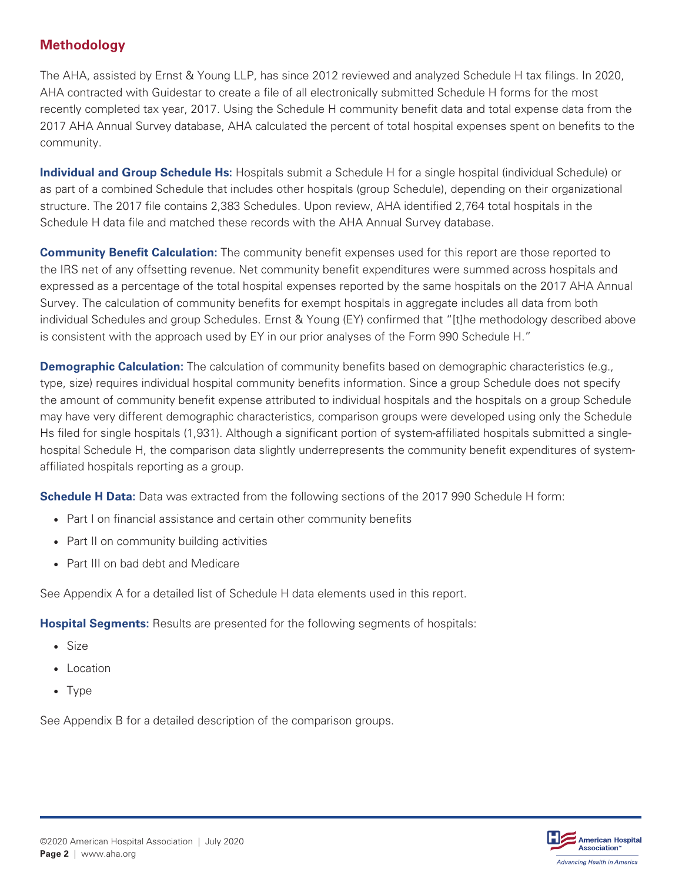## Methodology

The AHA, assisted by Ernst & Young LLP, has since 2012 reviewed and analyzed Schedule H tax filings. In 2020, AHA contracted with Guidestar to create a file of all electronically submitted Schedule H forms for the most recently completed tax year, 2017. Using the Schedule H community benefit data and total expense data from the 2017 AHA Annual Survey database, AHA calculated the percent of total hospital expenses spent on benefits to the community.

**Individual and Group Schedule Hs:** Hospitals submit a Schedule H for a single hospital (individual Schedule) or as part of a combined Schedule that includes other hospitals (group Schedule), depending on their organizational structure. The 2017 file contains 2,383 Schedules. Upon review, AHA identified 2,764 total hospitals in the Schedule H data file and matched these records with the AHA Annual Survey database.

**Community Benefit Calculation:** The community benefit expenses used for this report are those reported to the IRS net of any offsetting revenue. Net community benefit expenditures were summed across hospitals and expressed as a percentage of the total hospital expenses reported by the same hospitals on the 2017 AHA Annual Survey. The calculation of community benefits for exempt hospitals in aggregate includes all data from both individual Schedules and group Schedules. Ernst & Young (EY) confirmed that "[t]he methodology described above is consistent with the approach used by EY in our prior analyses of the Form 990 Schedule H."

**Demographic Calculation:** The calculation of community benefits based on demographic characteristics (e.g., type, size) requires individual hospital community benefits information. Since a group Schedule does not specify the amount of community benefit expense attributed to individual hospitals and the hospitals on a group Schedule may have very different demographic characteristics, comparison groups were developed using only the Schedule Hs filed for single hospitals (1,931). Although a significant portion of system-affiliated hospitals submitted a single-hospital Schedule H, the comparison data slightly underrepresents the community benefit expenditures of system-affiliated hospitals reporting as a group.

**Schedule H Data:** Data was extracted from the following sections of the 2017 990 Schedule H form:

- Part I on financial assistance and certain other community benefits
- Part II on community building activities
- Part III on bad debt and Medicare

See Appendix A for a detailed list of Schedule H data elements used in this report.

**Hospital Segments:** Results are presented for the following segments of hospitals:

- Size
- Location
- Type

See Appendix B for a detailed description of the comparison groups.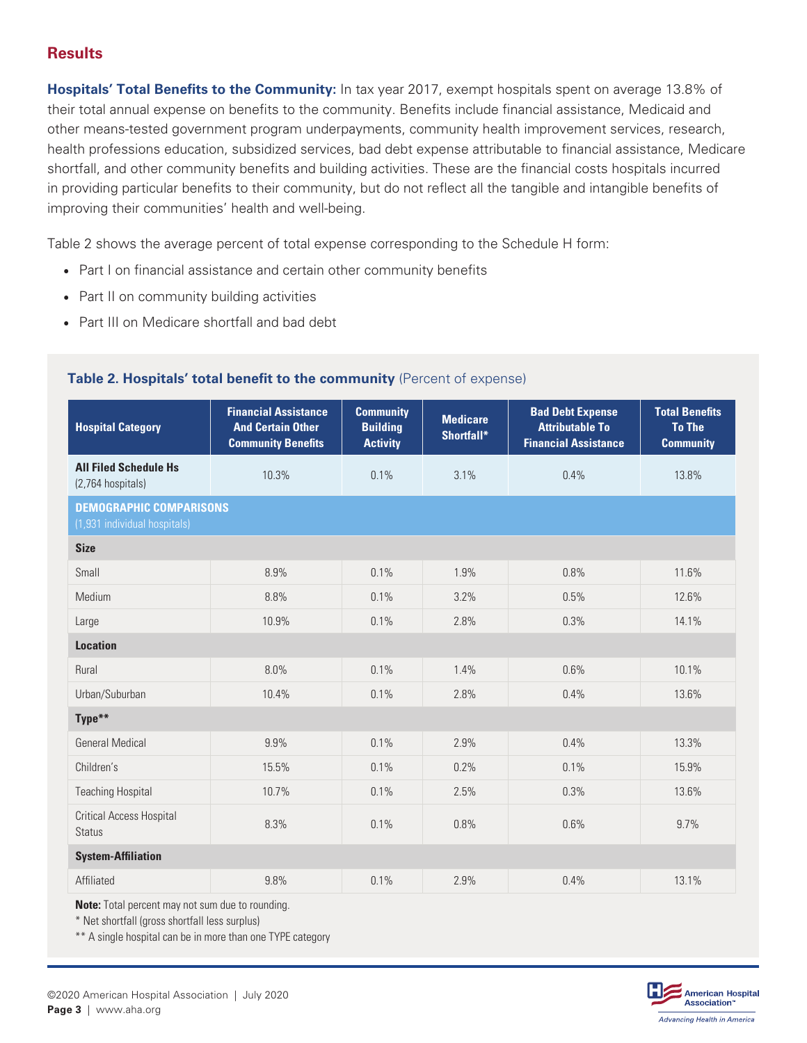## Results

**Hospitals' Total Benefits to the Community:** In tax year 2017, exempt hospitals spent on average 13.8% of their total annual expense on benefits to the community. Benefits include financial assistance, Medicaid and other means-tested government program underpayments, community health improvement services, research, health professions education, subsidized services, bad debt expense attributable to financial assistance, Medicare shortfall, and other community benefits and building activities. These are the financial costs hospitals incurred in providing particular benefits to their community, but do not reflect all the tangible and intangible benefits of improving their communities' health and well-being.

Table 2 shows the average percent of total expense corresponding to the Schedule H form:

- Part I on financial assistance and certain other community benefits
- Part II on community building activities
- Part III on Medicare shortfall and bad debt

**Table 2. Hospitals' total benefit to the community** (Percent of expense)

| Hospital Category | Financial Assistance And Certain Other Community Benefits | Community Building Activity | Medicare Shortfall* | Bad Debt Expense Attributable To Financial Assistance | Total Benefits To The Community |
|---|---|---|---|---|---|
| **All Filed Schedule Hs** (2,764 hospitals) | 10.3% | 0.1% | 3.1% | 0.4% | 13.8% |
| **DEMOGRAPHIC COMPARISONS** (1,931 individual hospitals) | | | | | |
| **Size** | | | | | |
| Small | 8.9% | 0.1% | 1.9% | 0.8% | 11.6% |
| Medium | 8.8% | 0.1% | 3.2% | 0.5% | 12.6% |
| Large | 10.9% | 0.1% | 2.8% | 0.3% | 14.1% |
| **Location** | | | | | |
| Rural | 8.0% | 0.1% | 1.4% | 0.6% | 10.1% |
| Urban/Suburban | 10.4% | 0.1% | 2.8% | 0.4% | 13.6% |
| **Type**** | | | | | |
| General Medical | 9.9% | 0.1% | 2.9% | 0.4% | 13.3% |
| Children's | 15.5% | 0.1% | 0.2% | 0.1% | 15.9% |
| Teaching Hospital | 10.7% | 0.1% | 2.5% | 0.3% | 13.6% |
| Critical Access Hospital Status | 8.3% | 0.1% | 0.8% | 0.6% | 9.7% |
| **System-Affiliation** | | | | | |
| Affiliated | 9.8% | 0.1% | 2.9% | 0.4% | 13.1% |

**Note:** Total percent may not sum due to rounding.

* Net shortfall (gross shortfall less surplus)

** A single hospital can be in more than one TYPE category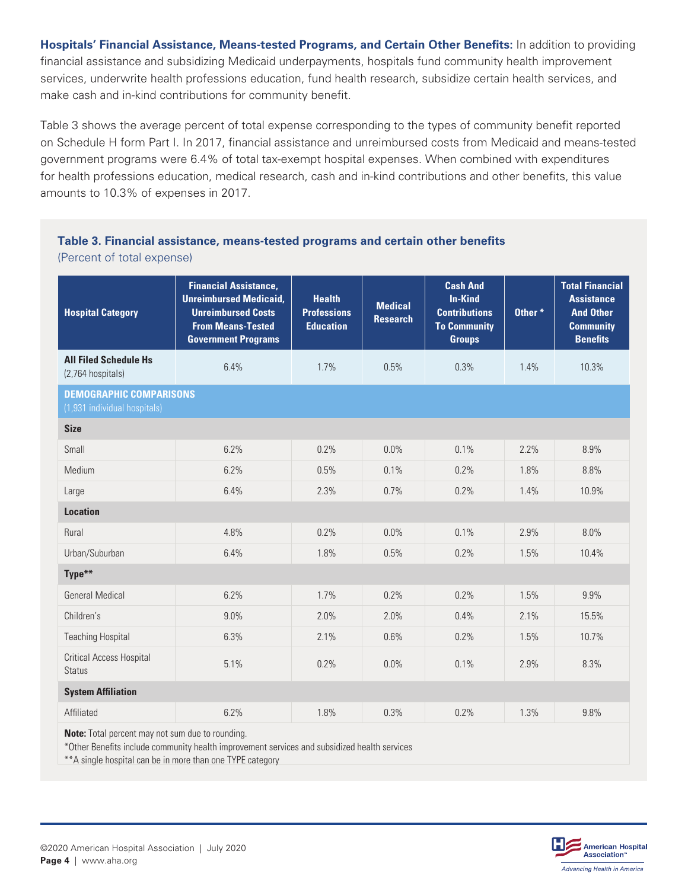**Hospitals' Financial Assistance, Means-tested Programs, and Certain Other Benefits:** In addition to providing financial assistance and subsidizing Medicaid underpayments, hospitals fund community health improvement services, underwrite health professions education, fund health research, subsidize certain health services, and make cash and in-kind contributions for community benefit.

Table 3 shows the average percent of total expense corresponding to the types of community benefit reported on Schedule H form Part I. In 2017, financial assistance and unreimbursed costs from Medicaid and means-tested government programs were 6.4% of total tax-exempt hospital expenses. When combined with expenditures for health professions education, medical research, cash and in-kind contributions and other benefits, this value amounts to 10.3% of expenses in 2017.

### Table 3. Financial assistance, means-tested programs and certain other benefits

(Percent of total expense)

| Hospital Category | Financial Assistance, Unreimbursed Medicaid, Unreimbursed Costs From Means-Tested Government Programs | Health Professions Education | Medical Research | Cash And In-Kind Contributions To Community Groups | Other * | Total Financial Assistance And Other Community Benefits |
|---|---|---|---|---|---|---|
| **All Filed Schedule Hs** (2,764 hospitals) | 6.4% | 1.7% | 0.5% | 0.3% | 1.4% | 10.3% |
| **DEMOGRAPHIC COMPARISONS** (1,931 individual hospitals) | | | | | | |
| **Size** | | | | | | |
| Small | 6.2% | 0.2% | 0.0% | 0.1% | 2.2% | 8.9% |
| Medium | 6.2% | 0.5% | 0.1% | 0.2% | 1.8% | 8.8% |
| Large | 6.4% | 2.3% | 0.7% | 0.2% | 1.4% | 10.9% |
| **Location** | | | | | | |
| Rural | 4.8% | 0.2% | 0.0% | 0.1% | 2.9% | 8.0% |
| Urban/Suburban | 6.4% | 1.8% | 0.5% | 0.2% | 1.5% | 10.4% |
| **Type**** | | | | | | |
| General Medical | 6.2% | 1.7% | 0.2% | 0.2% | 1.5% | 9.9% |
| Children's | 9.0% | 2.0% | 2.0% | 0.4% | 2.1% | 15.5% |
| Teaching Hospital | 6.3% | 2.1% | 0.6% | 0.2% | 1.5% | 10.7% |
| Critical Access Hospital Status | 5.1% | 0.2% | 0.0% | 0.1% | 2.9% | 8.3% |
| **System Affiliation** | | | | | | |
| Affiliated | 6.2% | 1.8% | 0.3% | 0.2% | 1.3% | 9.8% |

**Note:** Total percent may not sum due to rounding.

*Other Benefits include community health improvement services and subsidized health services

**A single hospital can be in more than one TYPE category

©2020 American Hospital Association | July 2020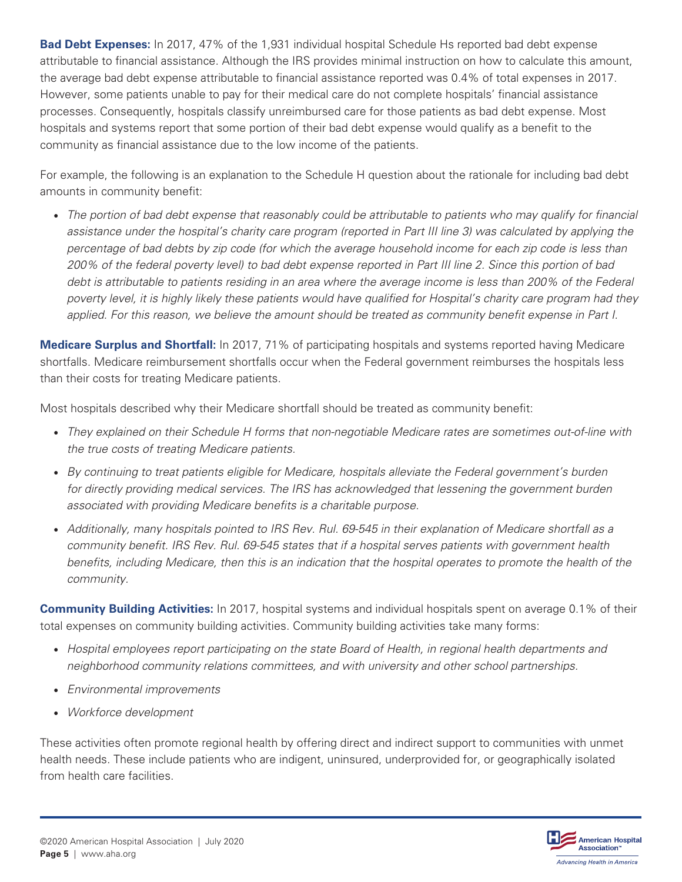**Bad Debt Expenses:** In 2017, 47% of the 1,931 individual hospital Schedule Hs reported bad debt expense attributable to financial assistance. Although the IRS provides minimal instruction on how to calculate this amount, the average bad debt expense attributable to financial assistance reported was 0.4% of total expenses in 2017. However, some patients unable to pay for their medical care do not complete hospitals' financial assistance processes. Consequently, hospitals classify unreimbursed care for those patients as bad debt expense. Most hospitals and systems report that some portion of their bad debt expense would qualify as a benefit to the community as financial assistance due to the low income of the patients.

For example, the following is an explanation to the Schedule H question about the rationale for including bad debt amounts in community benefit:

- *The portion of bad debt expense that reasonably could be attributable to patients who may qualify for financial assistance under the hospital's charity care program (reported in Part III line 3) was calculated by applying the percentage of bad debts by zip code (for which the average household income for each zip code is less than 200% of the federal poverty level) to bad debt expense reported in Part III line 2. Since this portion of bad debt is attributable to patients residing in an area where the average income is less than 200% of the Federal poverty level, it is highly likely these patients would have qualified for Hospital's charity care program had they applied. For this reason, we believe the amount should be treated as community benefit expense in Part I.*

**Medicare Surplus and Shortfall:** In 2017, 71% of participating hospitals and systems reported having Medicare shortfalls. Medicare reimbursement shortfalls occur when the Federal government reimburses the hospitals less than their costs for treating Medicare patients.

Most hospitals described why their Medicare shortfall should be treated as community benefit:

- *They explained on their Schedule H forms that non-negotiable Medicare rates are sometimes out-of-line with the true costs of treating Medicare patients.*
- *By continuing to treat patients eligible for Medicare, hospitals alleviate the Federal government's burden for directly providing medical services. The IRS has acknowledged that lessening the government burden associated with providing Medicare benefits is a charitable purpose.*
- *Additionally, many hospitals pointed to IRS Rev. Rul. 69-545 in their explanation of Medicare shortfall as a community benefit. IRS Rev. Rul. 69-545 states that if a hospital serves patients with government health benefits, including Medicare, then this is an indication that the hospital operates to promote the health of the community.*

**Community Building Activities:** In 2017, hospital systems and individual hospitals spent on average 0.1% of their total expenses on community building activities. Community building activities take many forms:

- *Hospital employees report participating on the state Board of Health, in regional health departments and neighborhood community relations committees, and with university and other school partnerships.*
- *Environmental improvements*
- *Workforce development*

These activities often promote regional health by offering direct and indirect support to communities with unmet health needs. These include patients who are indigent, uninsured, underprovided for, or geographically isolated from health care facilities.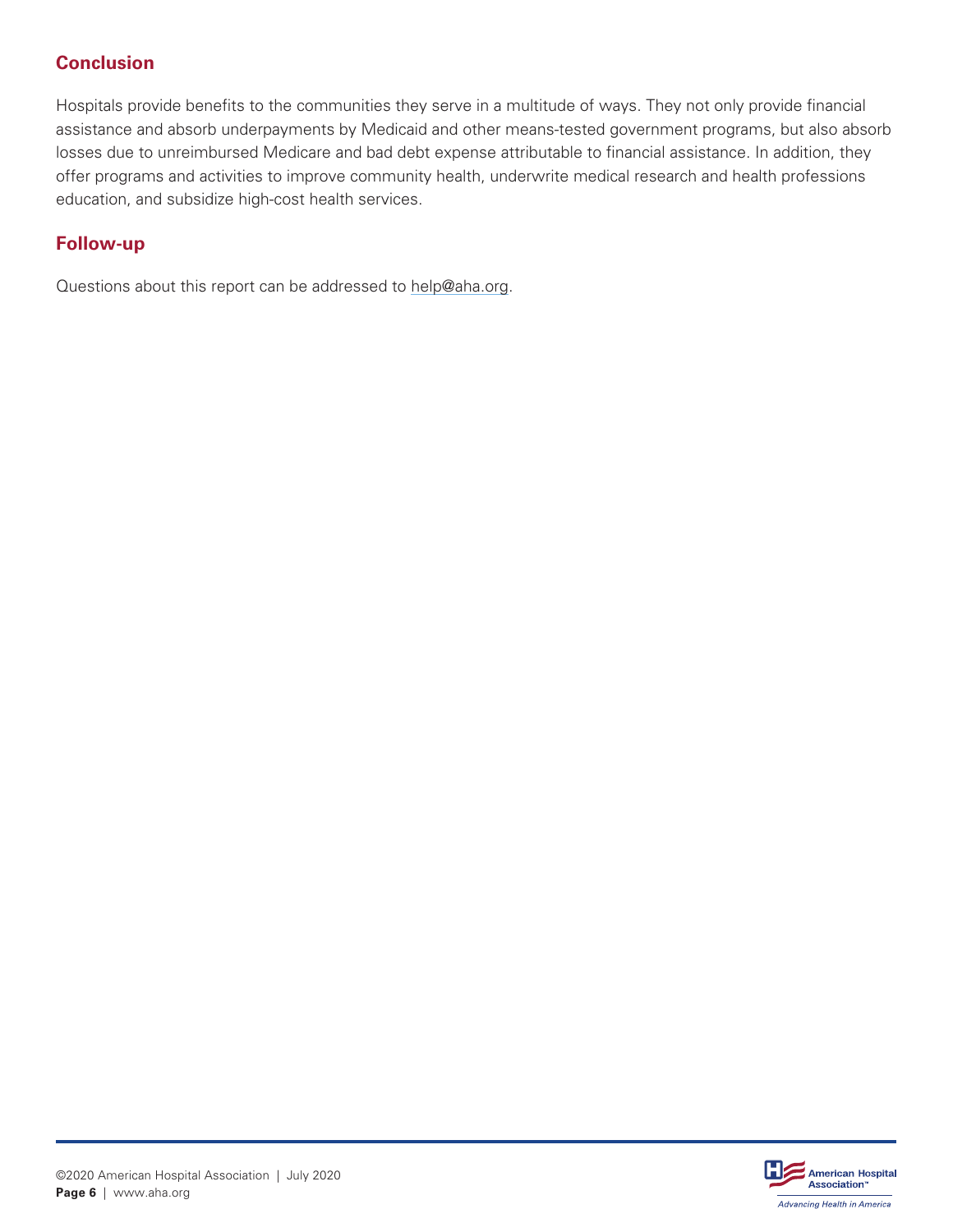## Conclusion

Hospitals provide benefits to the communities they serve in a multitude of ways. They not only provide financial assistance and absorb underpayments by Medicaid and other means-tested government programs, but also absorb losses due to unreimbursed Medicare and bad debt expense attributable to financial assistance. In addition, they offer programs and activities to improve community health, underwrite medical research and health professions education, and subsidize high-cost health services.

## Follow-up

Questions about this report can be addressed to help@aha.org.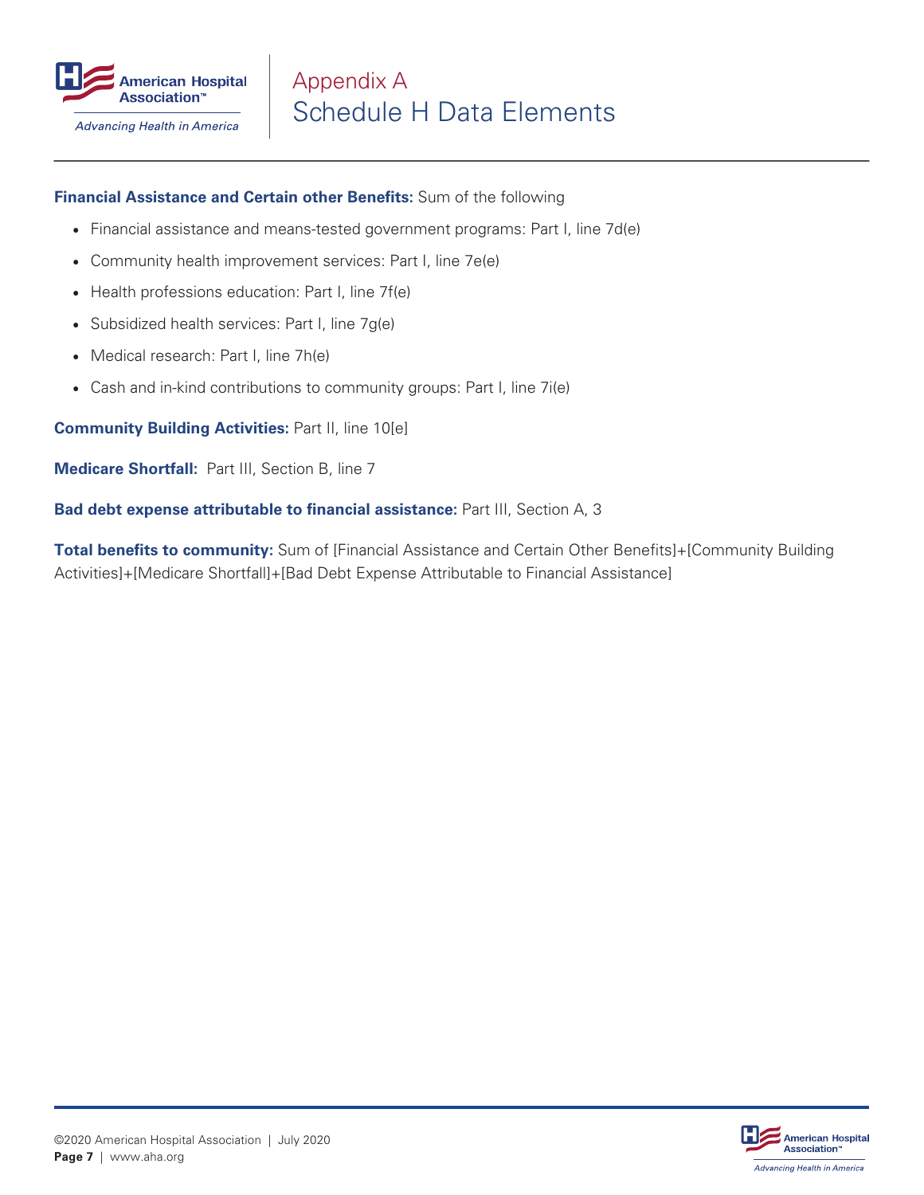# Appendix A
## Schedule H Data Elements

**Financial Assistance and Certain other Benefits:** Sum of the following

- Financial assistance and means-tested government programs: Part I, line 7d(e)
- Community health improvement services: Part I, line 7e(e)
- Health professions education: Part I, line 7f(e)
- Subsidized health services: Part I, line 7g(e)
- Medical research: Part I, line 7h(e)
- Cash and in-kind contributions to community groups: Part I, line 7i(e)

**Community Building Activities:** Part II, line 10[e]

**Medicare Shortfall:** Part III, Section B, line 7

**Bad debt expense attributable to financial assistance:** Part III, Section A, 3

**Total benefits to community:** Sum of [Financial Assistance and Certain Other Benefits]+[Community Building Activities]+[Medicare Shortfall]+[Bad Debt Expense Attributable to Financial Assistance]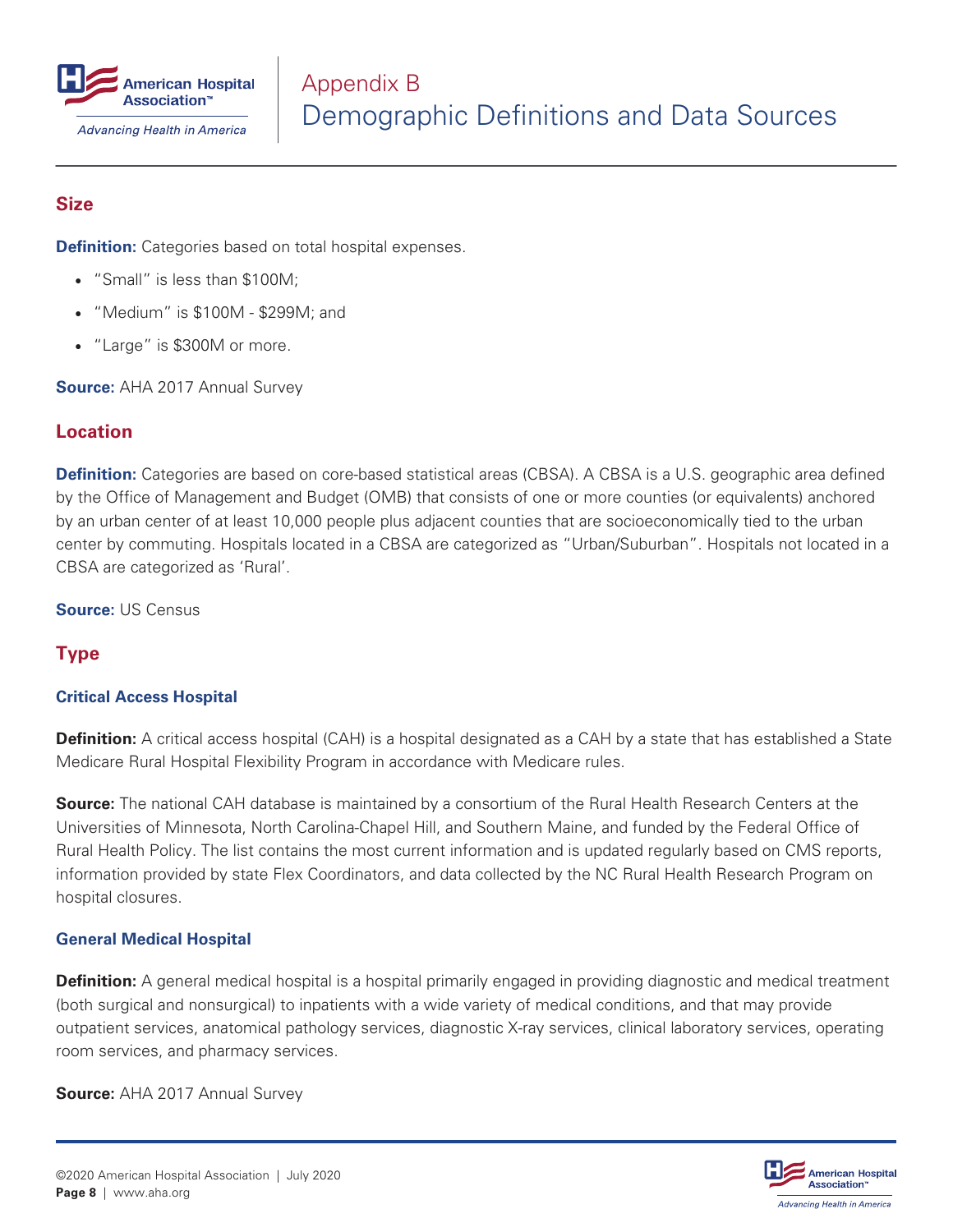# Appendix B
# Demographic Definitions and Data Sources

## Size

**Definition:** Categories based on total hospital expenses.

- "Small" is less than $100M;
- "Medium" is $100M - $299M; and
- "Large" is $300M or more.

**Source:** AHA 2017 Annual Survey

## Location

**Definition:** Categories are based on core-based statistical areas (CBSA). A CBSA is a U.S. geographic area defined by the Office of Management and Budget (OMB) that consists of one or more counties (or equivalents) anchored by an urban center of at least 10,000 people plus adjacent counties that are socioeconomically tied to the urban center by commuting. Hospitals located in a CBSA are categorized as "Urban/Suburban". Hospitals not located in a CBSA are categorized as 'Rural'.

**Source:** US Census

## Type

### Critical Access Hospital

**Definition:** A critical access hospital (CAH) is a hospital designated as a CAH by a state that has established a State Medicare Rural Hospital Flexibility Program in accordance with Medicare rules.

**Source:** The national CAH database is maintained by a consortium of the Rural Health Research Centers at the Universities of Minnesota, North Carolina-Chapel Hill, and Southern Maine, and funded by the Federal Office of Rural Health Policy. The list contains the most current information and is updated regularly based on CMS reports, information provided by state Flex Coordinators, and data collected by the NC Rural Health Research Program on hospital closures.

### General Medical Hospital

**Definition:** A general medical hospital is a hospital primarily engaged in providing diagnostic and medical treatment (both surgical and nonsurgical) to inpatients with a wide variety of medical conditions, and that may provide outpatient services, anatomical pathology services, diagnostic X-ray services, clinical laboratory services, operating room services, and pharmacy services.

**Source:** AHA 2017 Annual Survey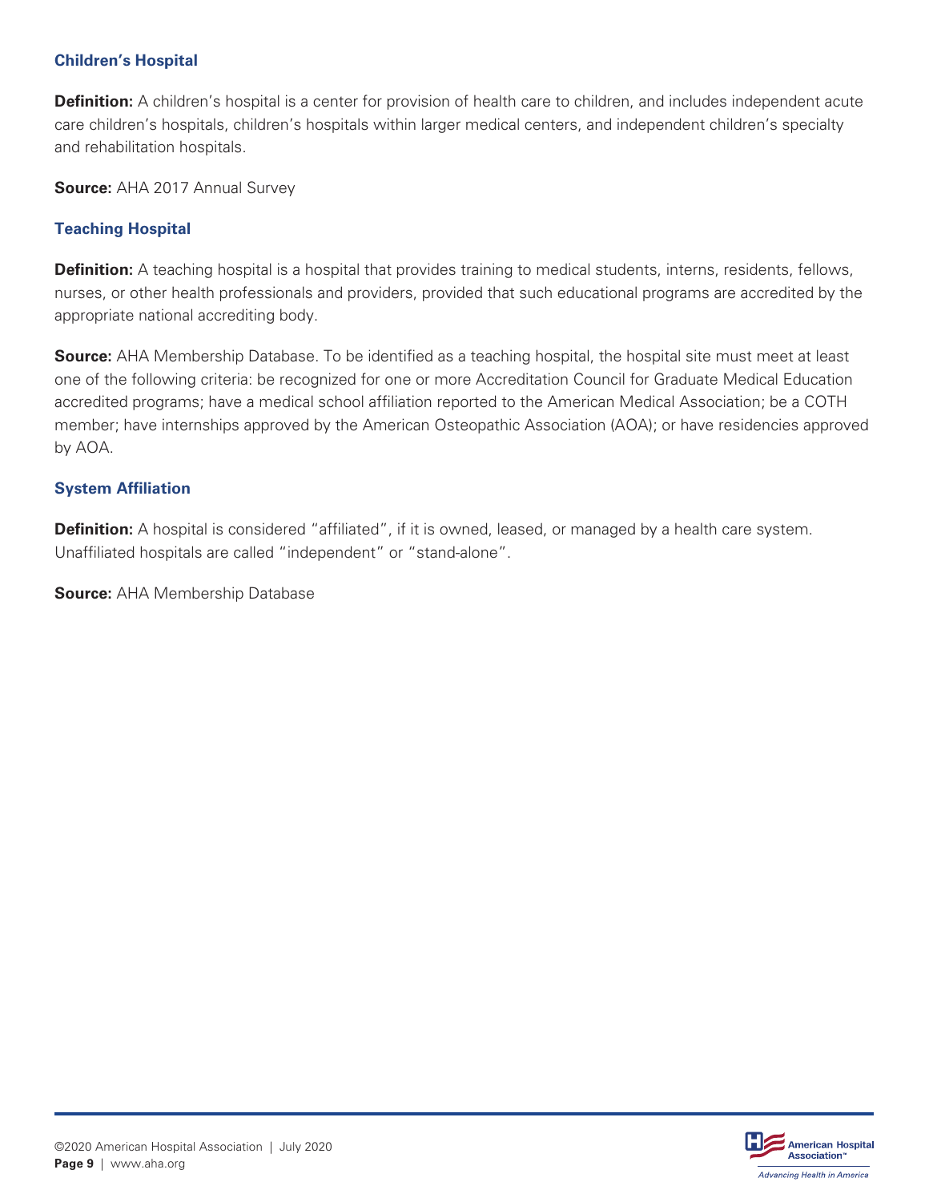### Children's Hospital

**Definition:** A children's hospital is a center for provision of health care to children, and includes independent acute care children's hospitals, children's hospitals within larger medical centers, and independent children's specialty and rehabilitation hospitals.

**Source:** AHA 2017 Annual Survey

### Teaching Hospital

**Definition:** A teaching hospital is a hospital that provides training to medical students, interns, residents, fellows, nurses, or other health professionals and providers, provided that such educational programs are accredited by the appropriate national accrediting body.

**Source:** AHA Membership Database. To be identified as a teaching hospital, the hospital site must meet at least one of the following criteria: be recognized for one or more Accreditation Council for Graduate Medical Education accredited programs; have a medical school affiliation reported to the American Medical Association; be a COTH member; have internships approved by the American Osteopathic Association (AOA); or have residencies approved by AOA.

### System Affiliation

**Definition:** A hospital is considered "affiliated", if it is owned, leased, or managed by a health care system. Unaffiliated hospitals are called "independent" or "stand-alone".

**Source:** AHA Membership Database